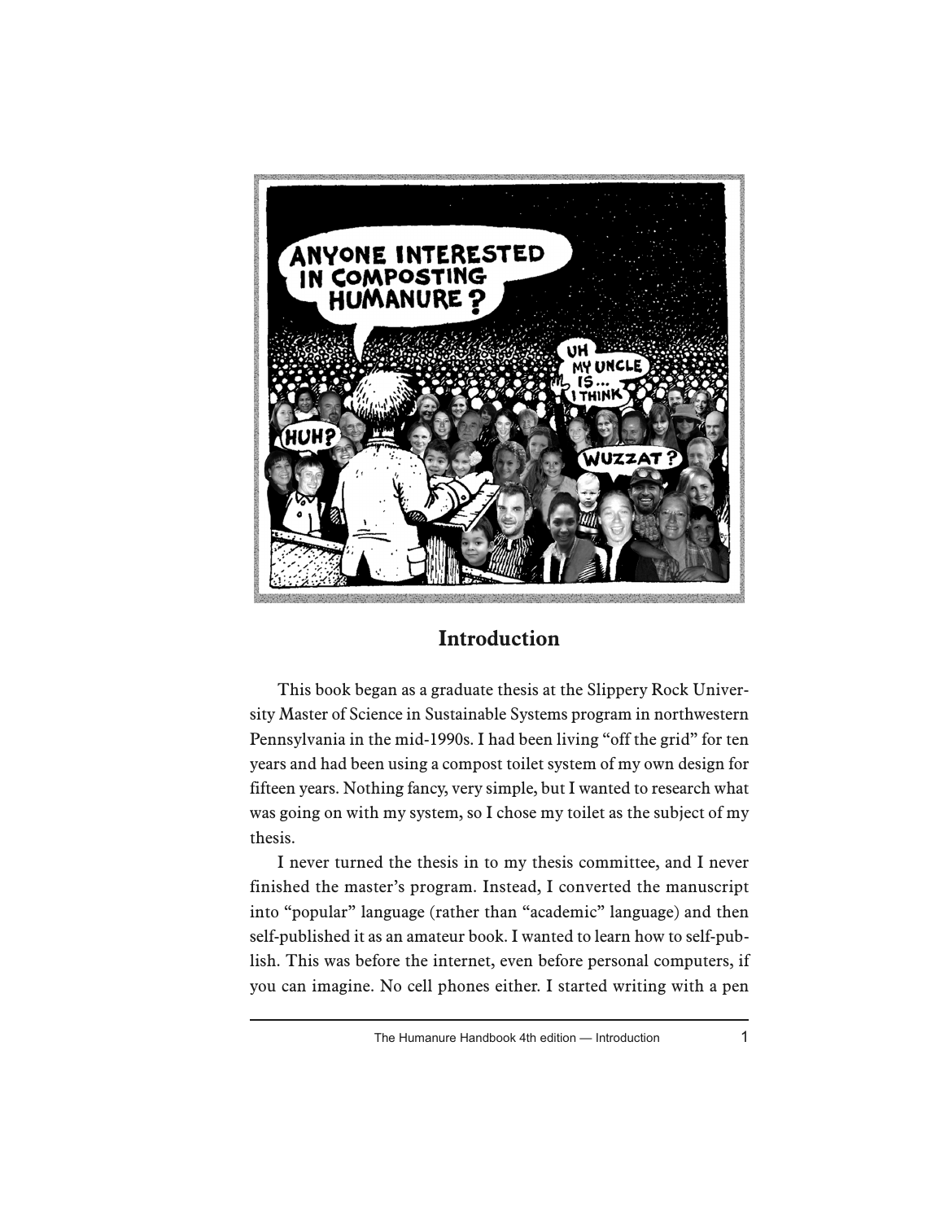## Introduction

This book began as a graduate thesis at the Slippery Rock University Master of Science in Sustainable Systems program in northwestern Pennsylvania in the mid-1990s. I had been living "off the grid" for ten years and had been using a compost toilet system of my own design for fifteen years. Nothing fancy, very simple, but I wanted to research what was going on with my system, so I chose my toilet as the subject of my thesis.

I never turned the thesis in to my thesis committee, and I never finished the master's program. Instead, I converted the manuscript into "popular" language (rather than "academic" language) and then self-published it as an amateur book. I wanted to learn how to self-publish. This was before the internet, even before personal computers, if you can imagine. No cell phones either. I started writing with a pen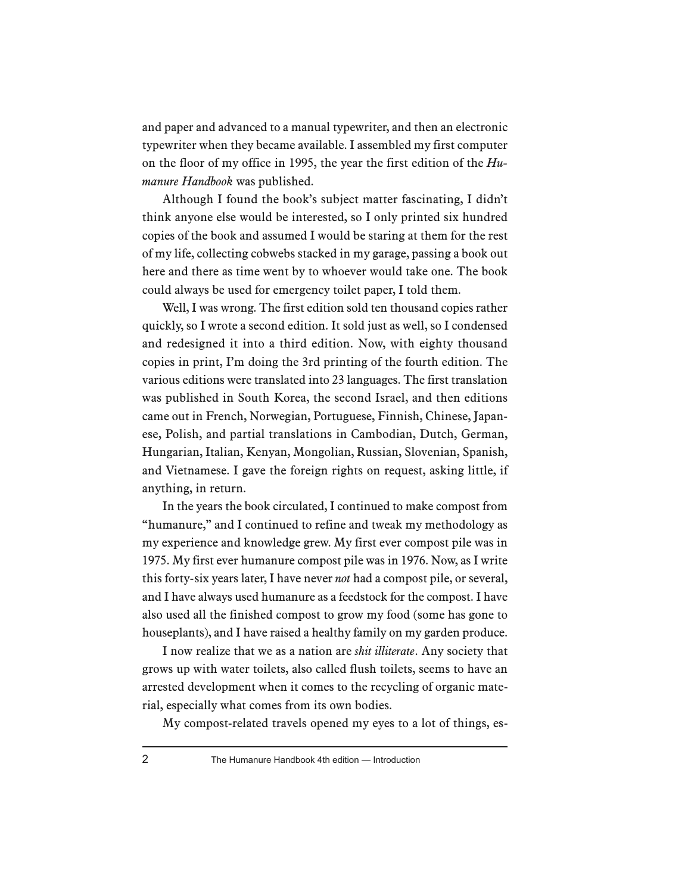and paper and advanced to a manual typewriter, and then an electronic typewriter when they became available. I assembled my first computer on the floor of my office in 1995, the year the first edition of the *Humanure Handbook* was published.

Although I found the book's subject matter fascinating, I didn't think anyone else would be interested, so I only printed six hundred copies of the book and assumed I would be staring at them for the rest of my life, collecting cobwebs stacked in my garage, passing a book out here and there as time went by to whoever would take one. The book could always be used for emergency toilet paper, I told them.

Well, I was wrong. The first edition sold ten thousand copies rather quickly, so I wrote a second edition. It sold just as well, so I condensed and redesigned it into a third edition. Now, with eighty thousand copies in print, I'm doing the 3rd printing of the fourth edition. The various editions were translated into 23 languages. The first translation was published in South Korea, the second Israel, and then editions came out in French, Norwegian, Portuguese, Finnish, Chinese, Japanese, Polish, and partial translations in Cambodian, Dutch, German, Hungarian, Italian, Kenyan, Mongolian, Russian, Slovenian, Spanish, and Vietnamese. I gave the foreign rights on request, asking little, if anything, in return.

In the years the book circulated, I continued to make compost from "humanure," and I continued to refine and tweak my methodology as my experience and knowledge grew. My first ever compost pile was in 1975. My first ever humanure compost pile was in 1976. Now, as I write this forty-six years later, I have never *not* had a compost pile, or several, and I have always used humanure as a feedstock for the compost. I have also used all the finished compost to grow my food (some has gone to houseplants), and I have raised a healthy family on my garden produce.

I now realize that we as a nation are *shit illiterate*. Any society that grows up with water toilets, also called flush toilets, seems to have an arrested development when it comes to the recycling of organic material, especially what comes from its own bodies.

My compost-related travels opened my eyes to a lot of things, es-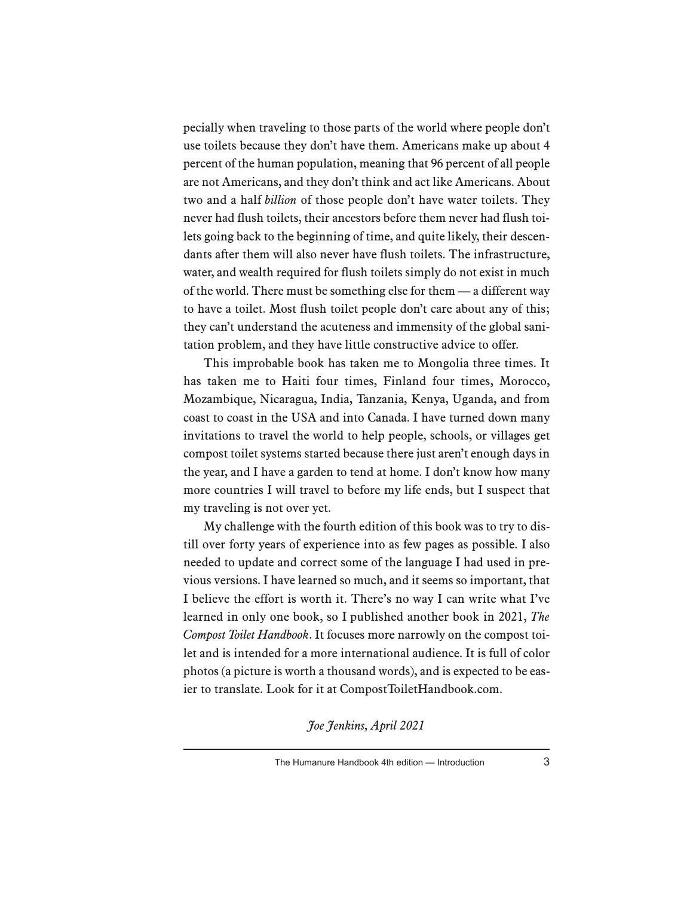pecially when traveling to those parts of the world where people don't use toilets because they don't have them. Americans make up about 4 percent of the human population, meaning that 96 percent of all people are not Americans, and they don't think and act like Americans. About two and a half *billion* of those people don't have water toilets. They never had flush toilets, their ancestors before them never had flush toilets going back to the beginning of time, and quite likely, their descendants after them will also never have flush toilets. The infrastructure, water, and wealth required for flush toilets simply do not exist in much of the world. There must be something else for them — a different way to have a toilet. Most flush toilet people don't care about any of this; they can't understand the acuteness and immensity of the global sanitation problem, and they have little constructive advice to offer.

This improbable book has taken me to Mongolia three times. It has taken me to Haiti four times, Finland four times, Morocco, Mozambique, Nicaragua, India, Tanzania, Kenya, Uganda, and from coast to coast in the USA and into Canada. I have turned down many invitations to travel the world to help people, schools, or villages get compost toilet systems started because there just aren't enough days in the year, and I have a garden to tend at home. I don't know how many more countries I will travel to before my life ends, but I suspect that my traveling is not over yet.

My challenge with the fourth edition of this book was to try to distill over forty years of experience into as few pages as possible. I also needed to update and correct some of the language I had used in previous versions. I have learned so much, and it seems so important, that I believe the effort is worth it. There's no way I can write what I've learned in only one book, so I published another book in 2021, *The Compost Toilet Handbook*. It focuses more narrowly on the compost toilet and is intended for a more international audience. It is full of color photos (a picture is worth a thousand words), and is expected to be easier to translate. Look for it at CompostToiletHandbook.com.

*Joe Jenkins, April 2021*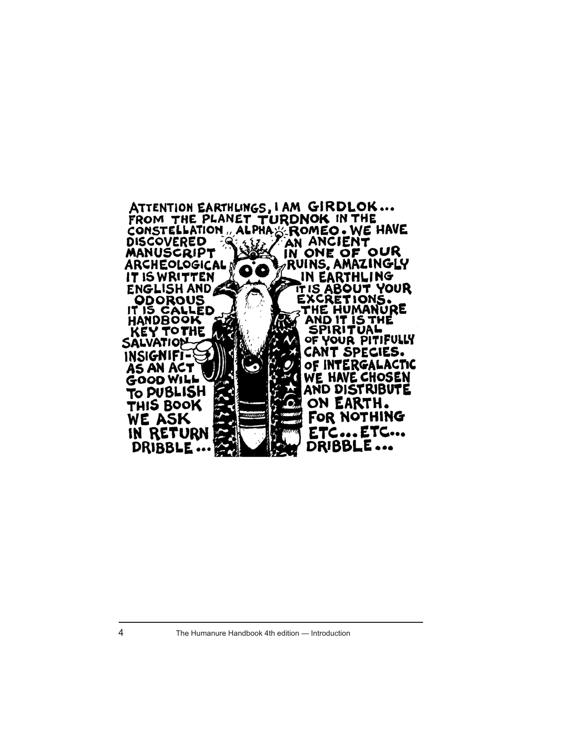ATTENTION EARTHLINGS, I AM GIRDLOK... FROM THE PLANET TURDNOK IN THE CONSTELLATION ALPHA ROMEO. WE HAVE DISCOVERED AN ANCIENT MANUSCRIPT IN ONE OF OUR ARCHEOLOGICAL RUINS. AMAZINGLY IT IS WRITTEN IN EARTHLING ENGLISH AND IT IS ABOUT YOUR ODOROUS EXCRETIONS. IT IS CALLED THE HUMANURE HANDBOOK AND IT IS THE KEY TO THE SPIRITUAL SALVATION OF YOUR PITIFULLY INSIGNIFICANT SPECIES. AS AN ACT OF INTERGALACTIC GOOD WILL WE HAVE CHOSEN TO PUBLISH AND DISTRIBUTE THIS BOOK ON EARTH. WE ASK FOR NOTHING IN RETURN ETC... ETC... DRIBBLE... DRIBBLE...